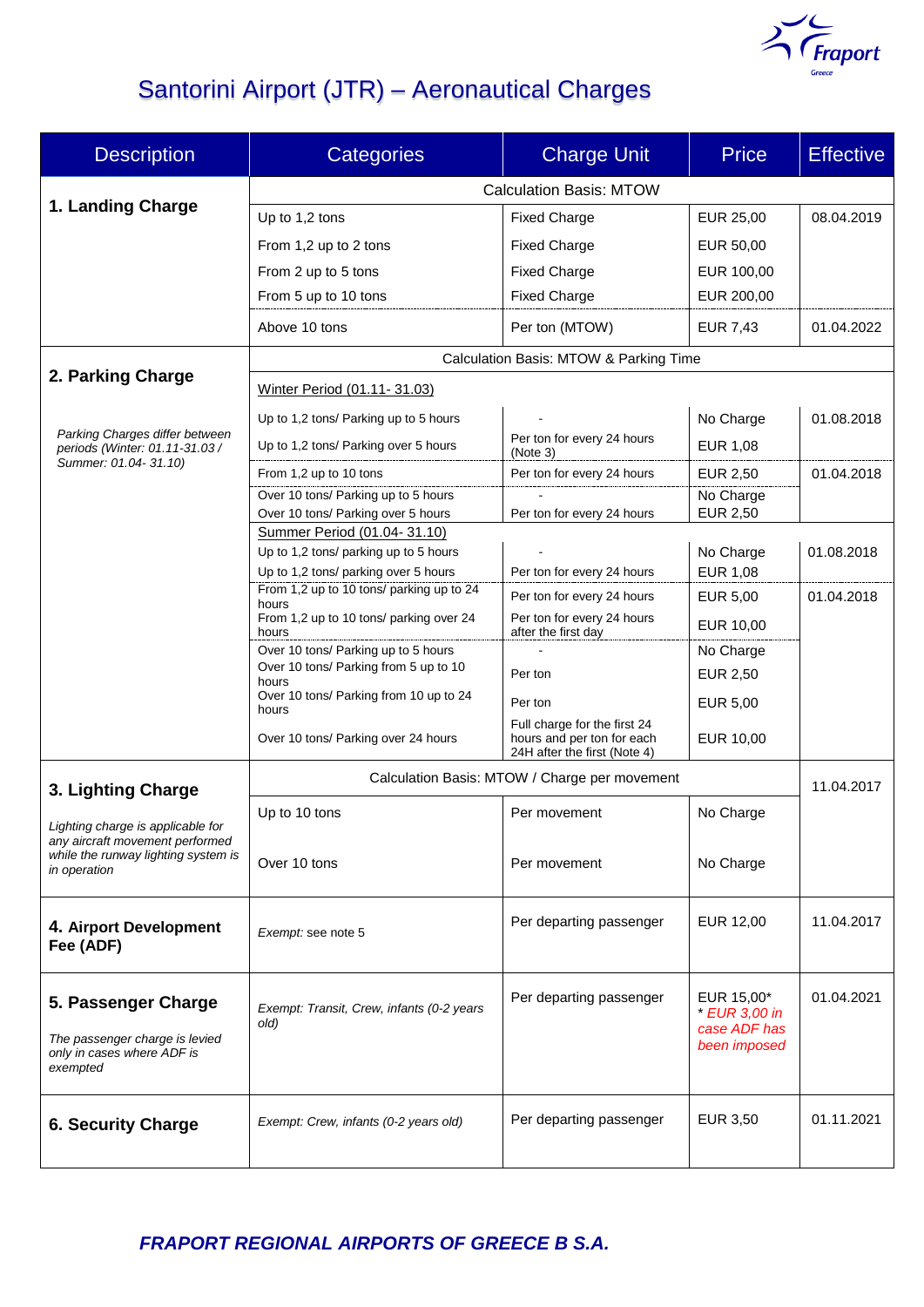# Santorini Airport (JTR) – Aeronautical Charges

| Description | Categories | Charge Unit | Price | Effective |
|---|---|---|---|---|
| **1. Landing Charge** | Calculation Basis: MTOW | | | |
| | Up to 1,2 tons | Fixed Charge | EUR 25,00 | 08.04.2019 |
| | From 1,2 up to 2 tons | Fixed Charge | EUR 50,00 | |
| | From 2 up to 5 tons | Fixed Charge | EUR 100,00 | |
| | From 5 up to 10 tons | Fixed Charge | EUR 200,00 | |
| | Above 10 tons | Per ton (MTOW) | EUR 7,43 | 01.04.2022 |
| **2. Parking Charge**<br>*Parking Charges differ between periods (Winter: 01.11-31.03 / Summer: 01.04- 31.10)* | Calculation Basis: MTOW & Parking Time | | | |
| | Winter Period (01.11- 31.03) | | | |
| | Up to 1,2 tons/ Parking up to 5 hours | - | No Charge | 01.08.2018 |
| | Up to 1,2 tons/ Parking over 5 hours | Per ton for every 24 hours (Note 3) | EUR 1,08 | |
| | From 1,2 up to 10 tons | Per ton for every 24 hours | EUR 2,50 | 01.04.2018 |
| | Over 10 tons/ Parking up to 5 hours | - | No Charge | |
| | Over 10 tons/ Parking over 5 hours | Per ton for every 24 hours | EUR 2,50 | |
| | Summer Period (01.04- 31.10) | | | |
| | Up to 1,2 tons/ parking up to 5 hours | - | No Charge | 01.08.2018 |
| | Up to 1,2 tons/ parking over 5 hours | Per ton for every 24 hours | EUR 1,08 | |
| | From 1,2 up to 10 tons/ parking up to 24 hours | Per ton for every 24 hours | EUR 5,00 | 01.04.2018 |
| | From 1,2 up to 10 tons/ parking over 24 hours | Per ton for every 24 hours after the first day | EUR 10,00 | |
| | Over 10 tons/ Parking up to 5 hours | - | No Charge | |
| | Over 10 tons/ Parking from 5 up to 10 hours | Per ton | EUR 2,50 | |
| | Over 10 tons/ Parking from 10 up to 24 hours | Per ton | EUR 5,00 | |
| | Over 10 tons/ Parking over 24 hours | Full charge for the first 24 hours and per ton for each 24H after the first (Note 4) | EUR 10,00 | |
| **3. Lighting Charge**<br>*Lighting charge is applicable for any aircraft movement performed while the runway lighting system is in operation* | Calculation Basis: MTOW / Charge per movement | | | 11.04.2017 |
| | Up to 10 tons | Per movement | No Charge | |
| | Over 10 tons | Per movement | No Charge | |
| **4. Airport Development Fee (ADF)** | *Exempt:* see note 5 | Per departing passenger | EUR 12,00 | 11.04.2017 |
| **5. Passenger Charge**<br>*The passenger charge is levied only in cases where ADF is exempted* | *Exempt: Transit, Crew, infants (0-2 years old)* | Per departing passenger | EUR 15,00*<br>*\* EUR 3,00 in case ADF has been imposed* | 01.04.2021 |
| **6. Security Charge** | *Exempt: Crew, infants (0-2 years old)* | Per departing passenger | EUR 3,50 | 01.11.2021 |

***FRAPORT REGIONAL AIRPORTS OF GREECE B S.A.***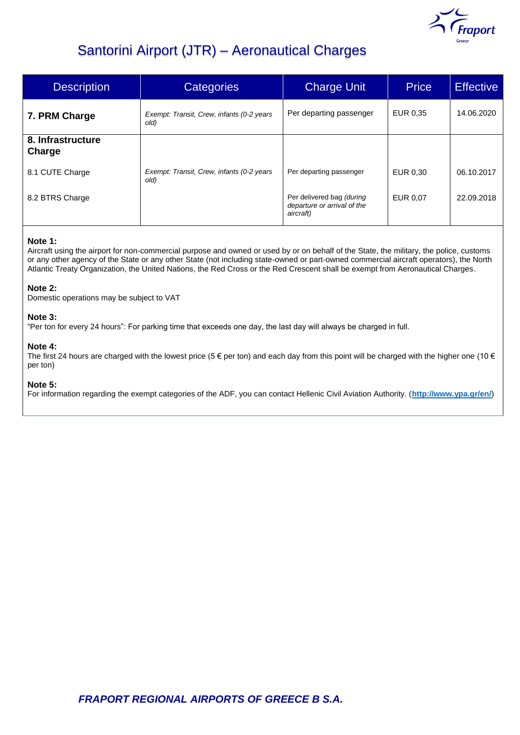# Santorini Airport (JTR) – Aeronautical Charges

| Description | Categories | Charge Unit | Price | Effective |
|---|---|---|---|---|
| **7. PRM Charge** | *Exempt: Transit, Crew, infants (0-2 years old)* | Per departing passenger | EUR 0,35 | 14.06.2020 |
| **8. Infrastructure Charge** | | | | |
| 8.1 CUTE Charge | *Exempt: Transit, Crew, infants (0-2 years old)* | Per departing passenger | EUR 0,30 | 06.10.2017 |
| 8.2 BTRS Charge | | Per delivered bag *(during departure or arrival of the aircraft)* | EUR 0,07 | 22.09.2018 |

**Note 1:**
Aircraft using the airport for non-commercial purpose and owned or used by or on behalf of the State, the military, the police, customs or any other agency of the State or any other State (not including state-owned or part-owned commercial aircraft operators), the North Atlantic Treaty Organization, the United Nations, the Red Cross or the Red Crescent shall be exempt from Aeronautical Charges.

**Note 2:**
Domestic operations may be subject to VAT

**Note 3:**
"Per ton for every 24 hours": For parking time that exceeds one day, the last day will always be charged in full.

**Note 4:**
The first 24 hours are charged with the lowest price (5 € per ton) and each day from this point will be charged with the higher one (10 € per ton)

**Note 5:**
For information regarding the exempt categories of the ADF, you can contact Hellenic Civil Aviation Authority. (**http://www.ypa.gr/en/**)

***FRAPORT REGIONAL AIRPORTS OF GREECE B S.A.***